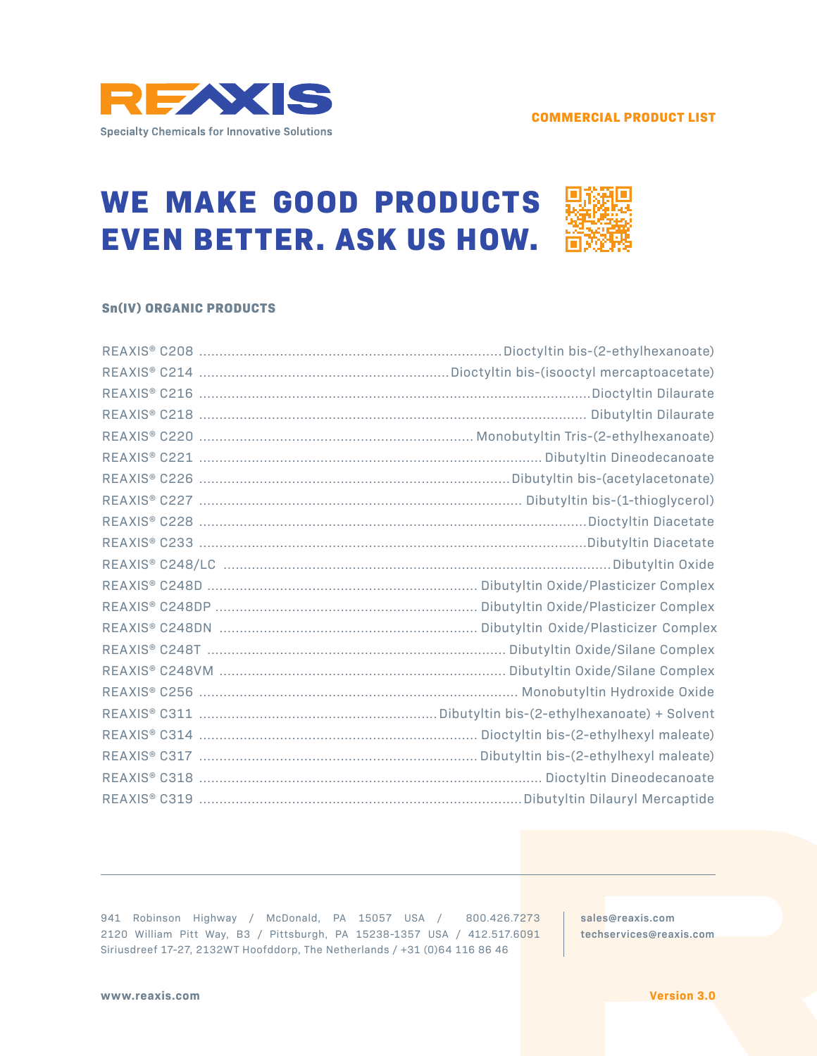REAXIS

Specialty Chemicals for Innovative Solutions

COMMERCIAL PRODUCT LIST

# WE MAKE GOOD PRODUCTS EVEN BETTER. ASK US HOW.

## Sn(IV) ORGANIC PRODUCTS

| Product | Description |
|---|---|
| REAXIS® C208 | Dioctyltin bis-(2-ethylhexanoate) |
| REAXIS® C214 | Dioctyltin bis-(isooctyl mercaptoacetate) |
| REAXIS® C216 | Dioctyltin Dilaurate |
| REAXIS® C218 | Dibutyltin Dilaurate |
| REAXIS® C220 | Monobutyltin Tris-(2-ethylhexanoate) |
| REAXIS® C221 | Dibutyltin Dineodecanoate |
| REAXIS® C226 | Dibutyltin bis-(acetylacetonate) |
| REAXIS® C227 | Dibutyltin bis-(1-thioglycerol) |
| REAXIS® C228 | Dioctyltin Diacetate |
| REAXIS® C233 | Dibutyltin Diacetate |
| REAXIS® C248/LC | Dibutyltin Oxide |
| REAXIS® C248D | Dibutyltin Oxide/Plasticizer Complex |
| REAXIS® C248DP | Dibutyltin Oxide/Plasticizer Complex |
| REAXIS® C248DN | Dibutyltin Oxide/Plasticizer Complex |
| REAXIS® C248T | Dibutyltin Oxide/Silane Complex |
| REAXIS® C248VM | Dibutyltin Oxide/Silane Complex |
| REAXIS® C256 | Monobutyltin Hydroxide Oxide |
| REAXIS® C311 | Dibutyltin bis-(2-ethylhexanoate) + Solvent |
| REAXIS® C314 | Dioctyltin bis-(2-ethylhexyl maleate) |
| REAXIS® C317 | Dibutyltin bis-(2-ethylhexyl maleate) |
| REAXIS® C318 | Dioctyltin Dineodecanoate |
| REAXIS® C319 | Dibutyltin Dilauryl Mercaptide |

941 Robinson Highway / McDonald, PA 15057 USA / 800.426.7273
2120 William Pitt Way, B3 / Pittsburgh, PA 15238-1357 USA / 412.517.6091
Siriusdreef 17-27, 2132WT Hoofddorp, The Netherlands / +31 (0)64 116 86 46

sales@reaxis.com
techservices@reaxis.com

www.reaxis.com

Version 3.0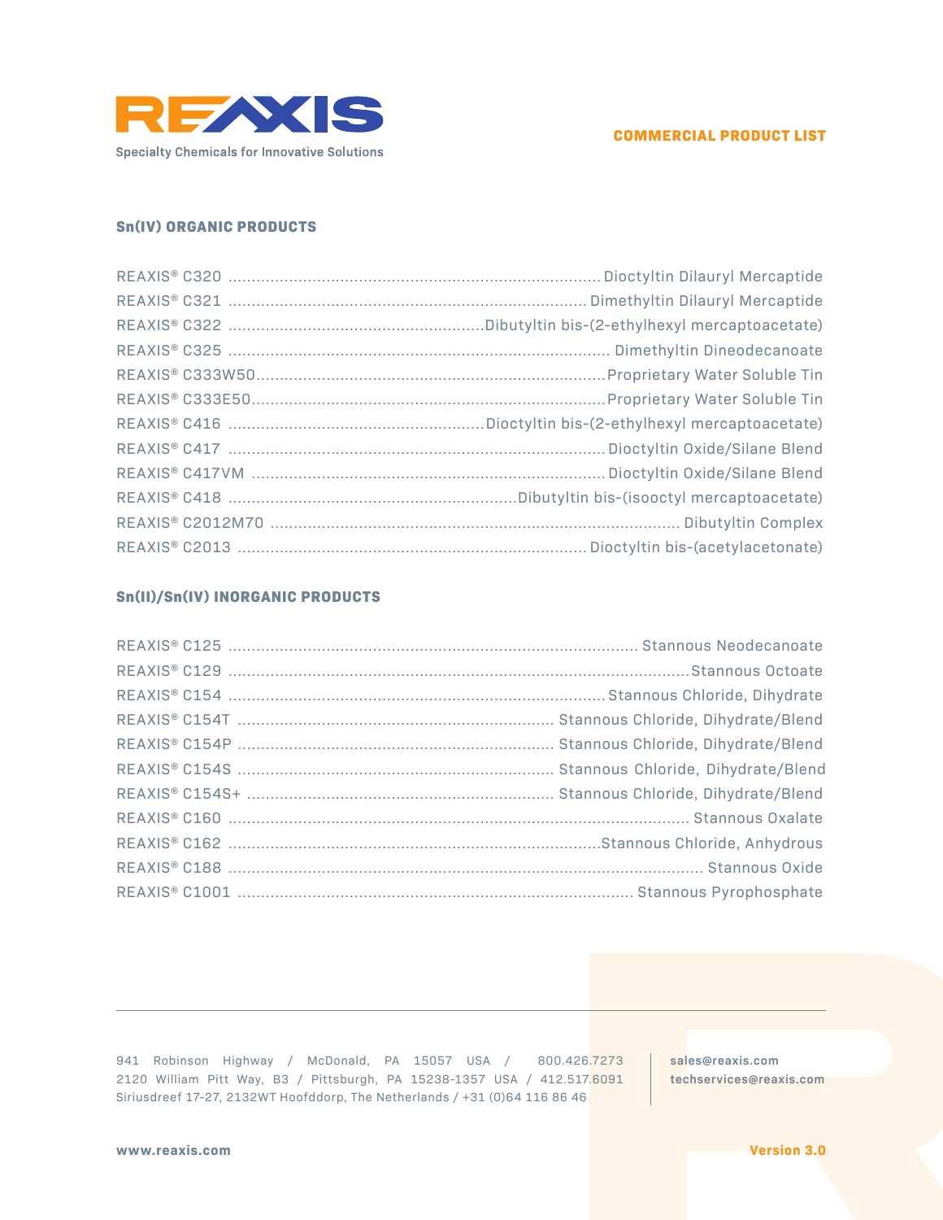REAXIS

Specialty Chemicals for Innovative Solutions

**COMMERCIAL PRODUCT LIST**

### Sn(IV) ORGANIC PRODUCTS

| Product | Description |
|---|---|
| REAXIS® C320 | Dioctyltin Dilauryl Mercaptide |
| REAXIS® C321 | Dimethyltin Dilauryl Mercaptide |
| REAXIS® C322 | Dibutyltin bis-(2-ethylhexyl mercaptoacetate) |
| REAXIS® C325 | Dimethyltin Dineodecanoate |
| REAXIS® C333W50 | Proprietary Water Soluble Tin |
| REAXIS® C333E50 | Proprietary Water Soluble Tin |
| REAXIS® C416 | Dioctyltin bis-(2-ethylhexyl mercaptoacetate) |
| REAXIS® C417 | Dioctyltin Oxide/Silane Blend |
| REAXIS® C417VM | Dioctyltin Oxide/Silane Blend |
| REAXIS® C418 | Dibutyltin bis-(isooctyl mercaptoacetate) |
| REAXIS® C2012M70 | Dibutyltin Complex |
| REAXIS® C2013 | Dioctyltin bis-(acetylacetonate) |

### Sn(II)/Sn(IV) INORGANIC PRODUCTS

| Product | Description |
|---|---|
| REAXIS® C125 | Stannous Neodecanoate |
| REAXIS® C129 | Stannous Octoate |
| REAXIS® C154 | Stannous Chloride, Dihydrate |
| REAXIS® C154T | Stannous Chloride, Dihydrate/Blend |
| REAXIS® C154P | Stannous Chloride, Dihydrate/Blend |
| REAXIS® C154S | Stannous Chloride, Dihydrate/Blend |
| REAXIS® C154S+ | Stannous Chloride, Dihydrate/Blend |
| REAXIS® C160 | Stannous Oxalate |
| REAXIS® C162 | Stannous Chloride, Anhydrous |
| REAXIS® C188 | Stannous Oxide |
| REAXIS® C1001 | Stannous Pyrophosphate |

941 Robinson Highway / McDonald, PA 15057 USA / 800.426.7273
2120 William Pitt Way, B3 / Pittsburgh, PA 15238-1357 USA / 412.517.6091
Siriusdreef 17-27, 2132WT Hoofddorp, The Netherlands / +31 (0)64 116 86 46

**sales@reaxis.com**
**techservices@reaxis.com**

**www.reaxis.com**

**Version 3.0**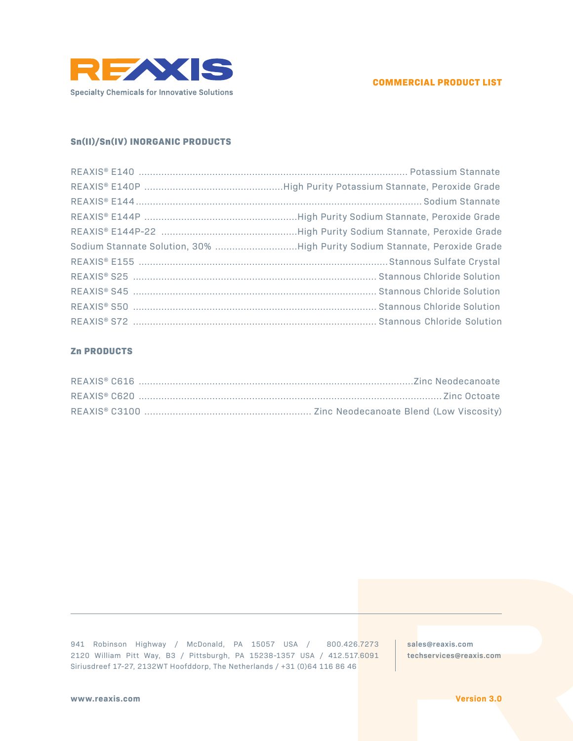REAXIS

Specialty Chemicals for Innovative Solutions

**COMMERCIAL PRODUCT LIST**

### Sn(II)/Sn(IV) INORGANIC PRODUCTS

| Product | Description |
| --- | --- |
| REAXIS® E140 | Potassium Stannate |
| REAXIS® E140P | High Purity Potassium Stannate, Peroxide Grade |
| REAXIS® E144 | Sodium Stannate |
| REAXIS® E144P | High Purity Sodium Stannate, Peroxide Grade |
| REAXIS® E144P-22 | High Purity Sodium Stannate, Peroxide Grade |
| Sodium Stannate Solution, 30% | High Purity Sodium Stannate, Peroxide Grade |
| REAXIS® E155 | Stannous Sulfate Crystal |
| REAXIS® S25 | Stannous Chloride Solution |
| REAXIS® S45 | Stannous Chloride Solution |
| REAXIS® S50 | Stannous Chloride Solution |
| REAXIS® S72 | Stannous Chloride Solution |

### Zn PRODUCTS

| Product | Description |
| --- | --- |
| REAXIS® C616 | Zinc Neodecanoate |
| REAXIS® C620 | Zinc Octoate |
| REAXIS® C3100 | Zinc Neodecanoate Blend (Low Viscosity) |

941 Robinson Highway / McDonald, PA 15057 USA / 800.426.7273
2120 William Pitt Way, B3 / Pittsburgh, PA 15238-1357 USA / 412.517.6091
Siriusdreef 17-27, 2132WT Hoofddorp, The Netherlands / +31 (0)64 116 86 46

sales@reaxis.com
techservices@reaxis.com

www.reaxis.com

Version 3.0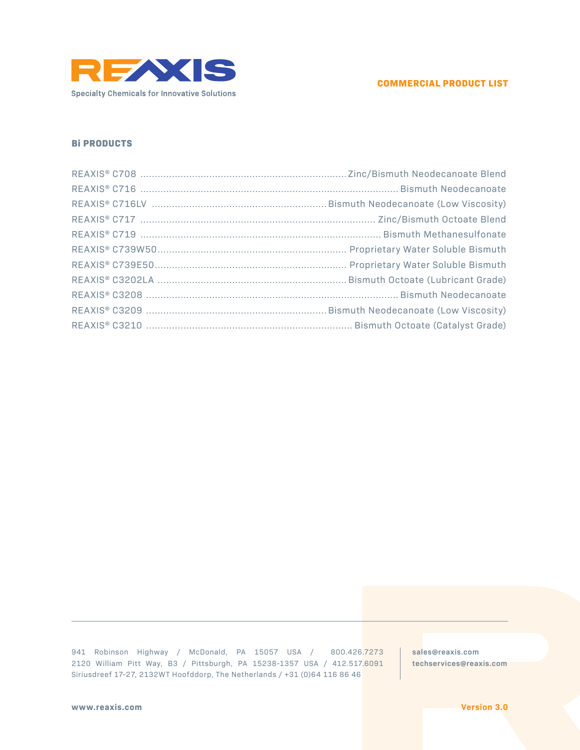REAXIS

Specialty Chemicals for Innovative Solutions

**COMMERCIAL PRODUCT LIST**

### Bi PRODUCTS

| | |
|---|---|
| REAXIS® C708 | Zinc/Bismuth Neodecanoate Blend |
| REAXIS® C716 | Bismuth Neodecanoate |
| REAXIS® C716LV | Bismuth Neodecanoate (Low Viscosity) |
| REAXIS® C717 | Zinc/Bismuth Octoate Blend |
| REAXIS® C719 | Bismuth Methanesulfonate |
| REAXIS® C739W50 | Proprietary Water Soluble Bismuth |
| REAXIS® C739E50 | Proprietary Water Soluble Bismuth |
| REAXIS® C3202LA | Bismuth Octoate (Lubricant Grade) |
| REAXIS® C3208 | Bismuth Neodecanoate |
| REAXIS® C3209 | Bismuth Neodecanoate (Low Viscosity) |
| REAXIS® C3210 | Bismuth Octoate (Catalyst Grade) |

941 Robinson Highway / McDonald, PA 15057 USA / 800.426.7273
2120 William Pitt Way, B3 / Pittsburgh, PA 15238-1357 USA / 412.517.6091
Siriusdreef 17-27, 2132WT Hoofddorp, The Netherlands / +31 (0)64 116 86 46

**sales@reaxis.com**
**techservices@reaxis.com**

**www.reaxis.com**

**Version 3.0**